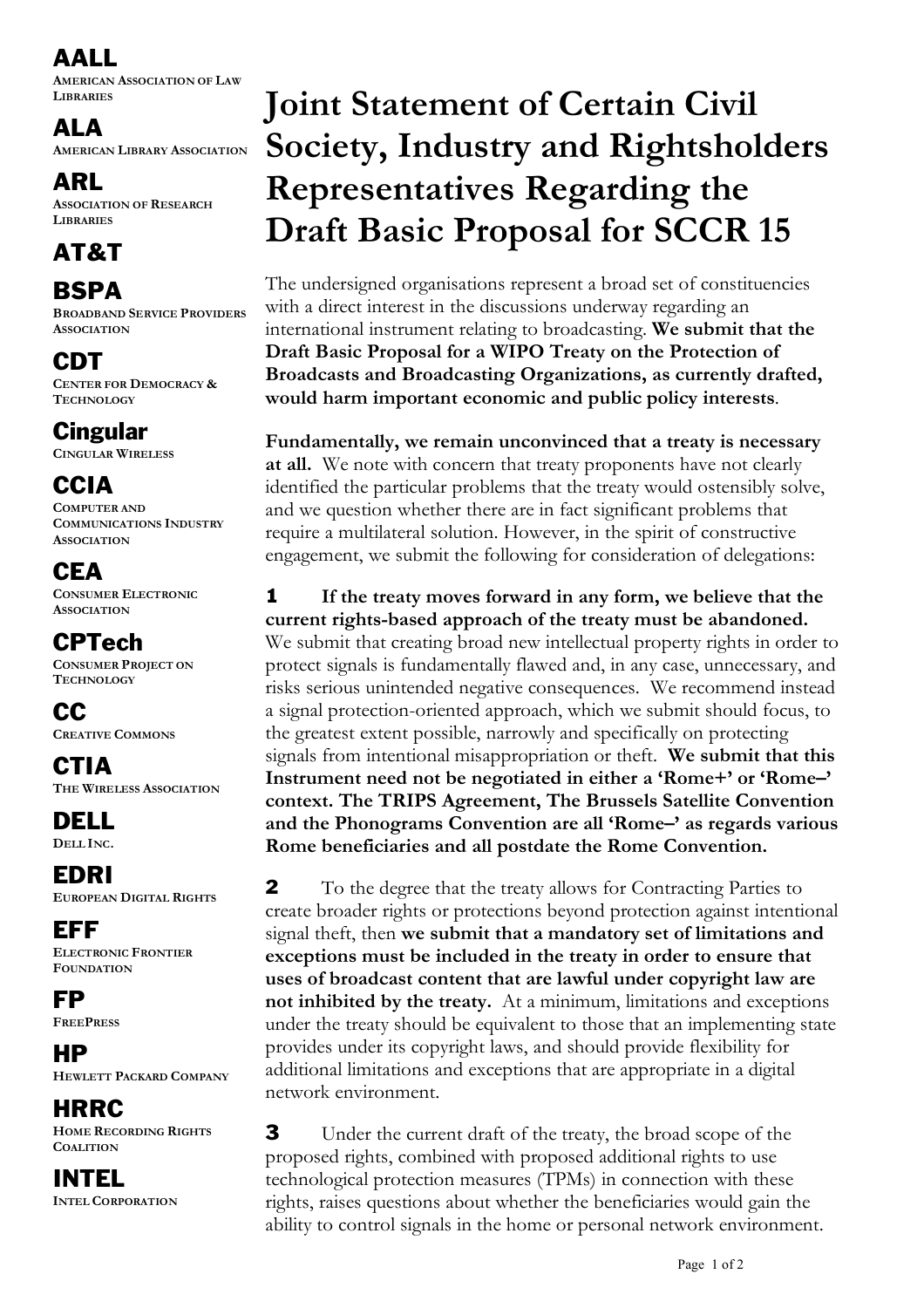**AALL**
AMERICAN ASSOCIATION OF LAW LIBRARIES

**ALA**
AMERICAN LIBRARY ASSOCIATION

**ARL**
ASSOCIATION OF RESEARCH LIBRARIES

**AT&T**

**BSPA**
BROADBAND SERVICE PROVIDERS ASSOCIATION

**CDT**
CENTER FOR DEMOCRACY & TECHNOLOGY

**Cingular**
CINGULAR WIRELESS

**CCIA**
COMPUTER AND COMMUNICATIONS INDUSTRY ASSOCIATION

**CEA**
CONSUMER ELECTRONIC ASSOCIATION

**CPTech**
CONSUMER PROJECT ON TECHNOLOGY

**CC**
CREATIVE COMMONS

**CTIA**
THE WIRELESS ASSOCIATION

**DELL**
DELL INC.

**EDRI**
EUROPEAN DIGITAL RIGHTS

**EFF**
ELECTRONIC FRONTIER FOUNDATION

**FP**
FREEPRESS

**HP**
HEWLETT PACKARD COMPANY

**HRRC**
HOME RECORDING RIGHTS COALITION

**INTEL**
INTEL CORPORATION

# Joint Statement of Certain Civil Society, Industry and Rightsholders Representatives Regarding the Draft Basic Proposal for SCCR 15

The undersigned organisations represent a broad set of constituencies with a direct interest in the discussions underway regarding an international instrument relating to broadcasting. **We submit that the Draft Basic Proposal for a WIPO Treaty on the Protection of Broadcasts and Broadcasting Organizations, as currently drafted, would harm important economic and public policy interests**.

**Fundamentally, we remain unconvinced that a treaty is necessary at all.** We note with concern that treaty proponents have not clearly identified the particular problems that the treaty would ostensibly solve, and we question whether there are in fact significant problems that require a multilateral solution. However, in the spirit of constructive engagement, we submit the following for consideration of delegations:

**1** **If the treaty moves forward in any form, we believe that the current rights-based approach of the treaty must be abandoned.** We submit that creating broad new intellectual property rights in order to protect signals is fundamentally flawed and, in any case, unnecessary, and risks serious unintended negative consequences. We recommend instead a signal protection-oriented approach, which we submit should focus, to the greatest extent possible, narrowly and specifically on protecting signals from intentional misappropriation or theft. **We submit that this Instrument need not be negotiated in either a 'Rome+' or 'Rome–' context. The TRIPS Agreement, The Brussels Satellite Convention and the Phonograms Convention are all 'Rome–' as regards various Rome beneficiaries and all postdate the Rome Convention.**

**2** To the degree that the treaty allows for Contracting Parties to create broader rights or protections beyond protection against intentional signal theft, then **we submit that a mandatory set of limitations and exceptions must be included in the treaty in order to ensure that uses of broadcast content that are lawful under copyright law are not inhibited by the treaty.** At a minimum, limitations and exceptions under the treaty should be equivalent to those that an implementing state provides under its copyright laws, and should provide flexibility for additional limitations and exceptions that are appropriate in a digital network environment.

**3** Under the current draft of the treaty, the broad scope of the proposed rights, combined with proposed additional rights to use technological protection measures (TPMs) in connection with these rights, raises questions about whether the beneficiaries would gain the ability to control signals in the home or personal network environment.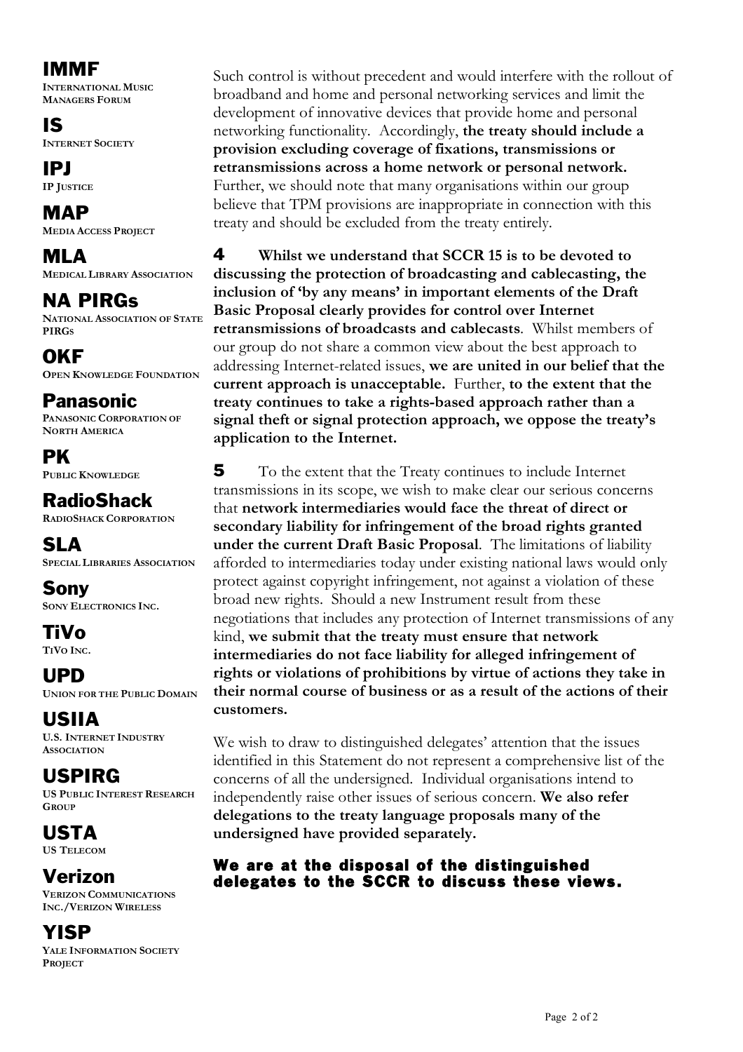**IMMF**
INTERNATIONAL MUSIC MANAGERS FORUM

**IS**
INTERNET SOCIETY

**IPJ**
IP JUSTICE

**MAP**
MEDIA ACCESS PROJECT

**MLA**
MEDICAL LIBRARY ASSOCIATION

**NA PIRGs**
NATIONAL ASSOCIATION OF STATE PIRGS

**OKF**
OPEN KNOWLEDGE FOUNDATION

**Panasonic**
PANASONIC CORPORATION OF NORTH AMERICA

**PK**
PUBLIC KNOWLEDGE

**RadioShack**
RADIOSHACK CORPORATION

**SLA**
SPECIAL LIBRARIES ASSOCIATION

**Sony**
SONY ELECTRONICS INC.

**TiVo**
TIVO INC.

**UPD**
UNION FOR THE PUBLIC DOMAIN

**USIIA**
U.S. INTERNET INDUSTRY ASSOCIATION

**USPIRG**
US PUBLIC INTEREST RESEARCH GROUP

**USTA**
US TELECOM

**Verizon**
VERIZON COMMUNICATIONS INC./VERIZON WIRELESS

**YISP**
YALE INFORMATION SOCIETY PROJECT

Such control is without precedent and would interfere with the rollout of broadband and home and personal networking services and limit the development of innovative devices that provide home and personal networking functionality. Accordingly, **the treaty should include a provision excluding coverage of fixations, transmissions or retransmissions across a home network or personal network.** Further, we should note that many organisations within our group believe that TPM provisions are inappropriate in connection with this treaty and should be excluded from the treaty entirely.

**4** **Whilst we understand that SCCR 15 is to be devoted to discussing the protection of broadcasting and cablecasting, the inclusion of 'by any means' in important elements of the Draft Basic Proposal clearly provides for control over Internet retransmissions of broadcasts and cablecasts**. Whilst members of our group do not share a common view about the best approach to addressing Internet-related issues, **we are united in our belief that the current approach is unacceptable.** Further, **to the extent that the treaty continues to take a rights-based approach rather than a signal theft or signal protection approach, we oppose the treaty's application to the Internet.**

**5** To the extent that the Treaty continues to include Internet transmissions in its scope, we wish to make clear our serious concerns that **network intermediaries would face the threat of direct or secondary liability for infringement of the broad rights granted under the current Draft Basic Proposal**. The limitations of liability afforded to intermediaries today under existing national laws would only protect against copyright infringement, not against a violation of these broad new rights. Should a new Instrument result from these negotiations that includes any protection of Internet transmissions of any kind, **we submit that the treaty must ensure that network intermediaries do not face liability for alleged infringement of rights or violations of prohibitions by virtue of actions they take in their normal course of business or as a result of the actions of their customers.**

We wish to draw to distinguished delegates' attention that the issues identified in this Statement do not represent a comprehensive list of the concerns of all the undersigned. Individual organisations intend to independently raise other issues of serious concern. **We also refer delegations to the treaty language proposals many of the undersigned have provided separately.**

**We are at the disposal of the distinguished delegates to the SCCR to discuss these views.**